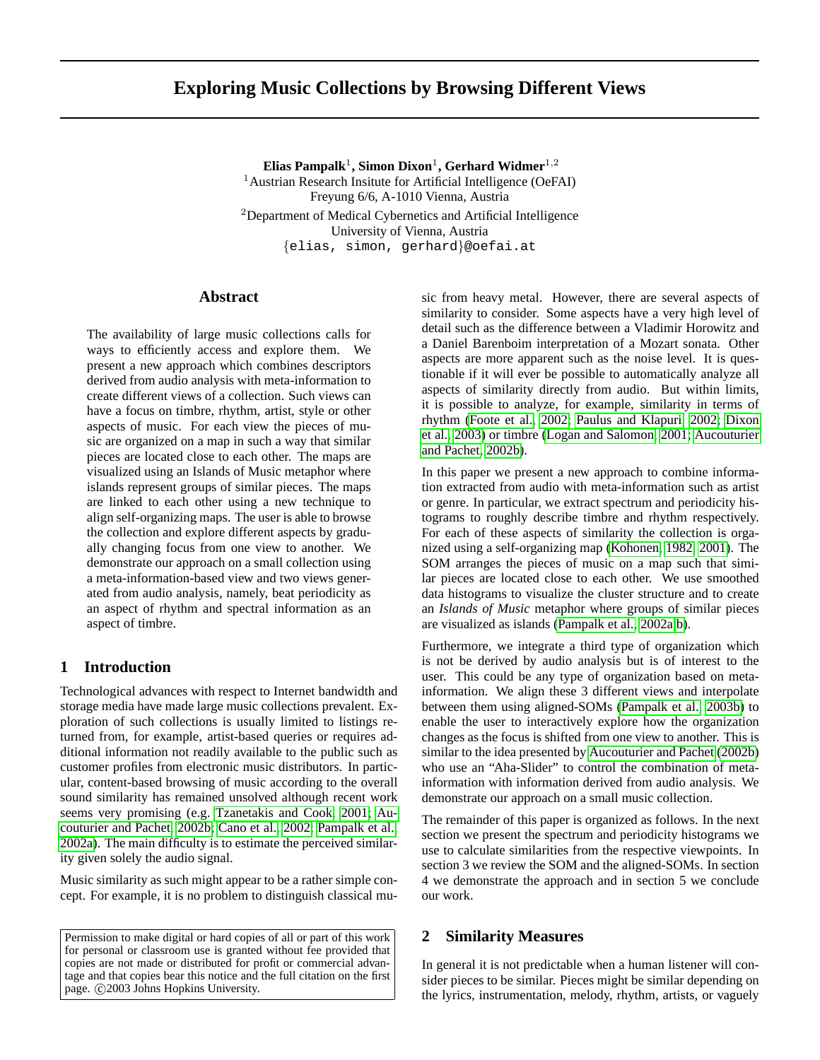# Exploring Music Collections by Browsing Different Views

**Elias Pampalk**[1]**, Simon Dixon**[1]**, Gerhard Widmer**[1,2]

[1]Austrian Research Insitute for Artificial Intelligence (OeFAI)
Freyung 6/6, A-1010 Vienna, Austria

[2]Department of Medical Cybernetics and Artificial Intelligence
University of Vienna, Austria
{elias, simon, gerhard}@oefai.at

## Abstract

The availability of large music collections calls for ways to efficiently access and explore them. We present a new approach which combines descriptors derived from audio analysis with meta-information to create different views of a collection. Such views can have a focus on timbre, rhythm, artist, style or other aspects of music. For each view the pieces of music are organized on a map in such a way that similar pieces are located close to each other. The maps are visualized using an Islands of Music metaphor where islands represent groups of similar pieces. The maps are linked to each other using a new technique to align self-organizing maps. The user is able to browse the collection and explore different aspects by gradually changing focus from one view to another. We demonstrate our approach on a small collection using a meta-information-based view and two views generated from audio analysis, namely, beat periodicity as an aspect of rhythm and spectral information as an aspect of timbre.

## 1 Introduction

Technological advances with respect to Internet bandwidth and storage media have made large music collections prevalent. Exploration of such collections is usually limited to listings returned from, for example, artist-based queries or requires additional information not readily available to the public such as customer profiles from electronic music distributors. In particular, content-based browsing of music according to the overall sound similarity has remained unsolved although recent work seems very promising (e.g. Tzanetakis and Cook, 2001; Aucouturier and Pachet, 2002b; Cano et al., 2002; Pampalk et al., 2002a). The main difficulty is to estimate the perceived similarity given solely the audio signal.

Music similarity as such might appear to be a rather simple concept. For example, it is no problem to distinguish classical music from heavy metal. However, there are several aspects of similarity to consider. Some aspects have a very high level of detail such as the difference between a Vladimir Horowitz and a Daniel Barenboim interpretation of a Mozart sonata. Other aspects are more apparent such as the noise level. It is questionable if it will ever be possible to automatically analyze all aspects of similarity directly from audio. But within limits, it is possible to analyze, for example, similarity in terms of rhythm (Foote et al., 2002; Paulus and Klapuri, 2002; Dixon et al., 2003) or timbre (Logan and Salomon, 2001; Aucouturier and Pachet, 2002b).

In this paper we present a new approach to combine information extracted from audio with meta-information such as artist or genre. In particular, we extract spectrum and periodicity histograms to roughly describe timbre and rhythm respectively. For each of these aspects of similarity the collection is organized using a self-organizing map (Kohonen, 1982, 2001). The SOM arranges the pieces of music on a map such that similar pieces are located close to each other. We use smoothed data histograms to visualize the cluster structure and to create an *Islands of Music* metaphor where groups of similar pieces are visualized as islands (Pampalk et al., 2002a,b).

Furthermore, we integrate a third type of organization which is not be derived by audio analysis but is of interest to the user. This could be any type of organization based on meta-information. We align these 3 different views and interpolate between them using aligned-SOMs (Pampalk et al., 2003b) to enable the user to interactively explore how the organization changes as the focus is shifted from one view to another. This is similar to the idea presented by Aucouturier and Pachet (2002b) who use an "Aha-Slider" to control the combination of meta-information with information derived from audio analysis. We demonstrate our approach on a small music collection.

The remainder of this paper is organized as follows. In the next section we present the spectrum and periodicity histograms we use to calculate similarities from the respective viewpoints. In section 3 we review the SOM and the aligned-SOMs. In section 4 we demonstrate the approach and in section 5 we conclude our work.

## 2 Similarity Measures

In general it is not predictable when a human listener will consider pieces to be similar. Pieces might be similar depending on the lyrics, instrumentation, melody, rhythm, artists, or vaguely

Permission to make digital or hard copies of all or part of this work for personal or classroom use is granted without fee provided that copies are not made or distributed for profit or commercial advantage and that copies bear this notice and the full citation on the first page. ©2003 Johns Hopkins University.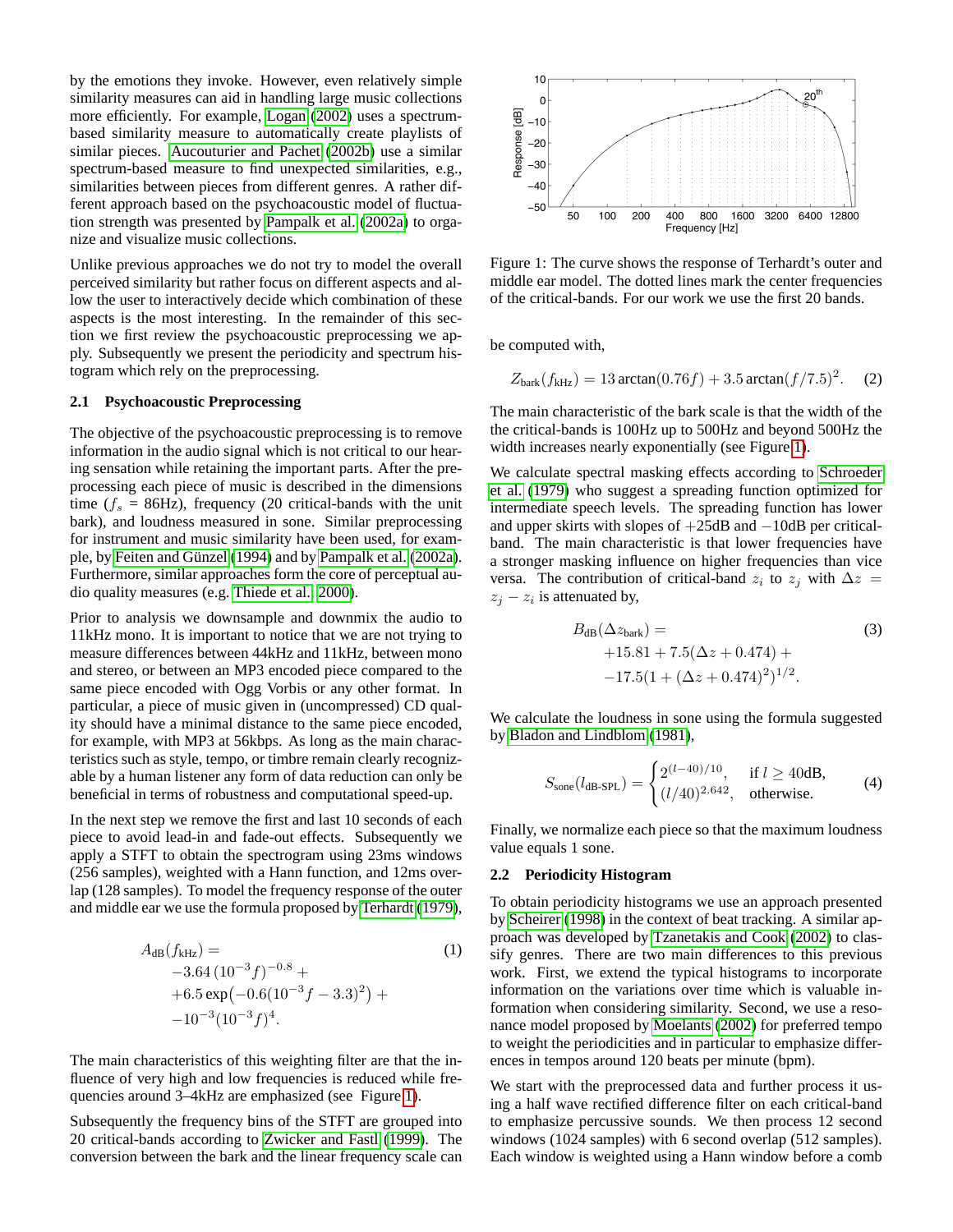by the emotions they invoke. However, even relatively simple similarity measures can aid in handling large music collections more efficiently. For example, Logan (2002) uses a spectrum-based similarity measure to automatically create playlists of similar pieces. Aucouturier and Pachet (2002b) use a similar spectrum-based measure to find unexpected similarities, e.g., similarities between pieces from different genres. A rather different approach based on the psychoacoustic model of fluctuation strength was presented by Pampalk et al. (2002a) to organize and visualize music collections.

Unlike previous approaches we do not try to model the overall perceived similarity but rather focus on different aspects and allow the user to interactively decide which combination of these aspects is the most interesting. In the remainder of this section we first review the psychoacoustic preprocessing we apply. Subsequently we present the periodicity and spectrum histogram which rely on the preprocessing.

### 2.1 Psychoacoustic Preprocessing

The objective of the psychoacoustic preprocessing is to remove information in the audio signal which is not critical to our hearing sensation while retaining the important parts. After the preprocessing each piece of music is described in the dimensions time ($f_s$ = 86Hz), frequency (20 critical-bands with the unit bark), and loudness measured in sone. Similar preprocessing for instrument and music similarity have been used, for example, by Feiten and Günzel (1994) and by Pampalk et al. (2002a). Furthermore, similar approaches form the core of perceptual audio quality measures (e.g. Thiede et al., 2000).

Prior to analysis we downsample and downmix the audio to 11kHz mono. It is important to notice that we are not trying to measure differences between 44kHz and 11kHz, between mono and stereo, or between an MP3 encoded piece compared to the same piece encoded with Ogg Vorbis or any other format. In particular, a piece of music given in (uncompressed) CD quality should have a minimal distance to the same piece encoded, for example, with MP3 at 56kbps. As long as the main characteristics such as style, tempo, or timbre remain clearly recognizable by a human listener any form of data reduction can only be beneficial in terms of robustness and computational speed-up.

In the next step we remove the first and last 10 seconds of each piece to avoid lead-in and fade-out effects. Subsequently we apply a STFT to obtain the spectrogram using 23ms windows (256 samples), weighted with a Hann function, and 12ms overlap (128 samples). To model the frequency response of the outer and middle ear we use the formula proposed by Terhardt (1979),

$$
\begin{aligned}
A_{\text{dB}}(f_{\text{kHz}}) = & \qquad\qquad\qquad\qquad\qquad\qquad\qquad (1)\\
& -3.64\,(10^{-3}f)^{-0.8} + \\
& +6.5\exp\left(-0.6(10^{-3}f-3.3)^2\right) + \\
& -10^{-3}(10^{-3}f)^4.
\end{aligned}
$$

The main characteristics of this weighting filter are that the influence of very high and low frequencies is reduced while frequencies around 3–4kHz are emphasized (see Figure 1).

Subsequently the frequency bins of the STFT are grouped into 20 critical-bands according to Zwicker and Fastl (1999). The conversion between the bark and the linear frequency scale can be computed with,

$$Z_{\text{bark}}(f_{\text{kHz}}) = 13\arctan(0.76f) + 3.5\arctan(f/7.5)^2. \quad (2)$$

Figure 1: The curve shows the response of Terhardt's outer and middle ear model. The dotted lines mark the center frequencies of the critical-bands. For our work we use the first 20 bands.

The main characteristic of the bark scale is that the width of the the critical-bands is 100Hz up to 500Hz and beyond 500Hz the width increases nearly exponentially (see Figure 1).

We calculate spectral masking effects according to Schroeder et al. (1979) who suggest a spreading function optimized for intermediate speech levels. The spreading function has lower and upper skirts with slopes of +25dB and −10dB per critical-band. The main characteristic is that lower frequencies have a stronger masking influence on higher frequencies than vice versa. The contribution of critical-band $z_i$ to $z_j$ with $\Delta z = z_j - z_i$ is attenuated by,

$$
\begin{aligned}
B_{\text{dB}}(\Delta z_{\text{bark}}) = & \qquad\qquad\qquad\qquad\qquad (3)\\
& +15.81 + 7.5(\Delta z + 0.474) + \\
& -17.5(1 + (\Delta z + 0.474)^2)^{1/2}.
\end{aligned}
$$

We calculate the loudness in sone using the formula suggested by Bladon and Lindblom (1981),

$$S_{\text{sone}}(l_{\text{dB-SPL}}) = \begin{cases} 2^{(l-40)/10}, & \text{if } l \geq 40\text{dB}, \\ (l/40)^{2.642}, & \text{otherwise.} \end{cases} \quad (4)$$

Finally, we normalize each piece so that the maximum loudness value equals 1 sone.

### 2.2 Periodicity Histogram

To obtain periodicity histograms we use an approach presented by Scheirer (1998) in the context of beat tracking. A similar approach was developed by Tzanetakis and Cook (2002) to classify genres. There are two main differences to this previous work. First, we extend the typical histograms to incorporate information on the variations over time which is valuable information when considering similarity. Second, we use a resonance model proposed by Moelants (2002) for preferred tempo to weight the periodicities and in particular to emphasize differences in tempos around 120 beats per minute (bpm).

We start with the preprocessed data and further process it using a half wave rectified difference filter on each critical-band to emphasize percussive sounds. We then process 12 second windows (1024 samples) with 6 second overlap (512 samples). Each window is weighted using a Hann window before a comb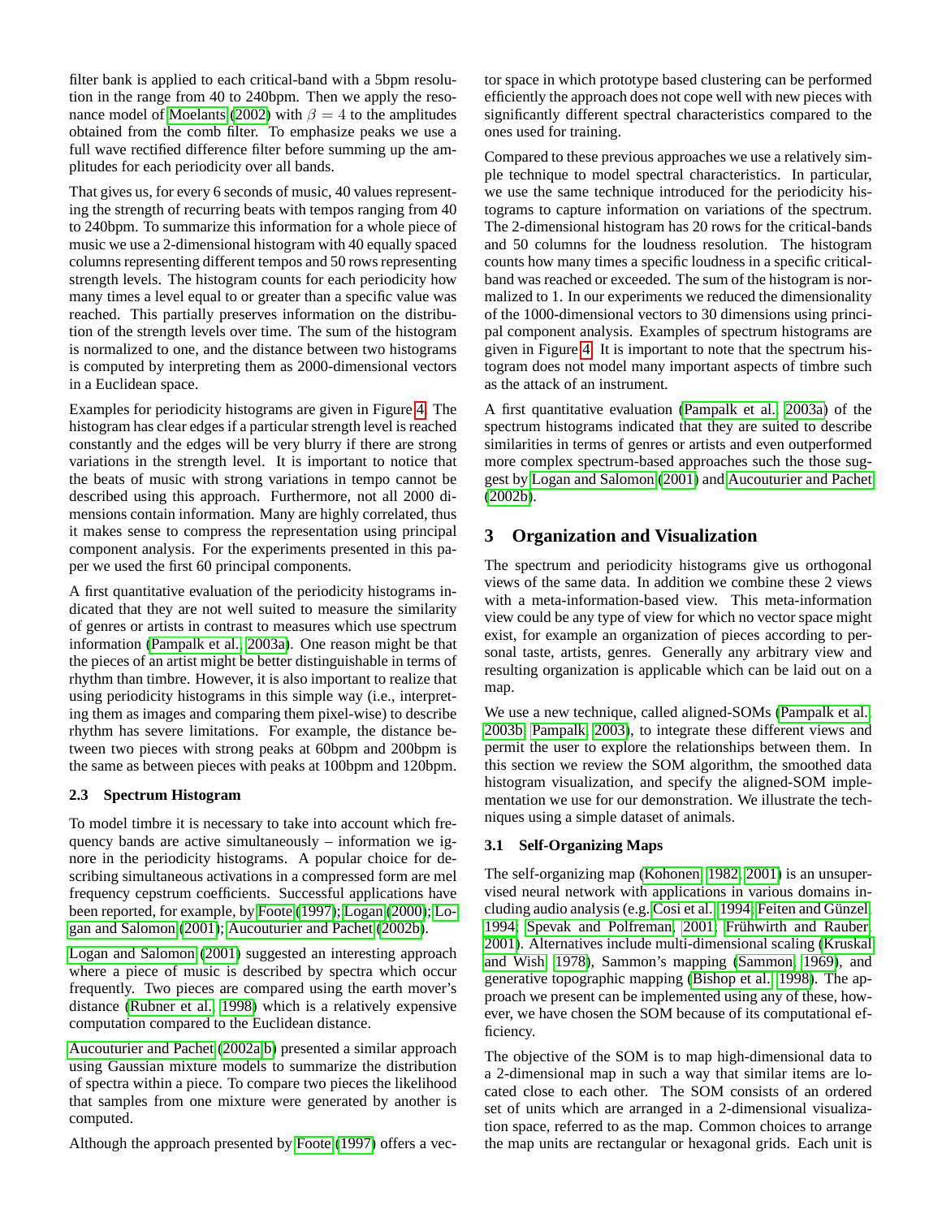filter bank is applied to each critical-band with a 5bpm resolution in the range from 40 to 240bpm. Then we apply the resonance model of Moelants (2002) with $\beta = 4$ to the amplitudes obtained from the comb filter. To emphasize peaks we use a full wave rectified difference filter before summing up the amplitudes for each periodicity over all bands.

That gives us, for every 6 seconds of music, 40 values representing the strength of recurring beats with tempos ranging from 40 to 240bpm. To summarize this information for a whole piece of music we use a 2-dimensional histogram with 40 equally spaced columns representing different tempos and 50 rows representing strength levels. The histogram counts for each periodicity how many times a level equal to or greater than a specific value was reached. This partially preserves information on the distribution of the strength levels over time. The sum of the histogram is normalized to one, and the distance between two histograms is computed by interpreting them as 2000-dimensional vectors in a Euclidean space.

Examples for periodicity histograms are given in Figure 4. The histogram has clear edges if a particular strength level is reached constantly and the edges will be very blurry if there are strong variations in the strength level. It is important to notice that the beats of music with strong variations in tempo cannot be described using this approach. Furthermore, not all 2000 dimensions contain information. Many are highly correlated, thus it makes sense to compress the representation using principal component analysis. For the experiments presented in this paper we used the first 60 principal components.

A first quantitative evaluation of the periodicity histograms indicated that they are not well suited to measure the similarity of genres or artists in contrast to measures which use spectrum information (Pampalk et al., 2003a). One reason might be that the pieces of an artist might be better distinguishable in terms of rhythm than timbre. However, it is also important to realize that using periodicity histograms in this simple way (i.e., interpreting them as images and comparing them pixel-wise) to describe rhythm has severe limitations. For example, the distance between two pieces with strong peaks at 60bpm and 200bpm is the same as between pieces with peaks at 100bpm and 120bpm.

### 2.3 Spectrum Histogram

To model timbre it is necessary to take into account which frequency bands are active simultaneously – information we ignore in the periodicity histograms. A popular choice for describing simultaneous activations in a compressed form are mel frequency cepstrum coefficients. Successful applications have been reported, for example, by Foote (1997); Logan (2000); Logan and Salomon (2001); Aucouturier and Pachet (2002b).

Logan and Salomon (2001) suggested an interesting approach where a piece of music is described by spectra which occur frequently. Two pieces are compared using the earth mover's distance (Rubner et al., 1998) which is a relatively expensive computation compared to the Euclidean distance.

Aucouturier and Pachet (2002a,b) presented a similar approach using Gaussian mixture models to summarize the distribution of spectra within a piece. To compare two pieces the likelihood that samples from one mixture were generated by another is computed.

Although the approach presented by Foote (1997) offers a vector space in which prototype based clustering can be performed efficiently the approach does not cope well with new pieces with significantly different spectral characteristics compared to the ones used for training.

Compared to these previous approaches we use a relatively simple technique to model spectral characteristics. In particular, we use the same technique introduced for the periodicity histograms to capture information on variations of the spectrum. The 2-dimensional histogram has 20 rows for the critical-bands and 50 columns for the loudness resolution. The histogram counts how many times a specific loudness in a specific critical-band was reached or exceeded. The sum of the histogram is normalized to 1. In our experiments we reduced the dimensionality of the 1000-dimensional vectors to 30 dimensions using principal component analysis. Examples of spectrum histograms are given in Figure 4. It is important to note that the spectrum histogram does not model many important aspects of timbre such as the attack of an instrument.

A first quantitative evaluation (Pampalk et al., 2003a) of the spectrum histograms indicated that they are suited to describe similarities in terms of genres or artists and even outperformed more complex spectrum-based approaches such the those suggest by Logan and Salomon (2001) and Aucouturier and Pachet (2002b).

## 3 Organization and Visualization

The spectrum and periodicity histograms give us orthogonal views of the same data. In addition we combine these 2 views with a meta-information-based view. This meta-information view could be any type of view for which no vector space might exist, for example an organization of pieces according to personal taste, artists, genres. Generally any arbitrary view and resulting organization is applicable which can be laid out on a map.

We use a new technique, called aligned-SOMs (Pampalk et al., 2003b; Pampalk, 2003), to integrate these different views and permit the user to explore the relationships between them. In this section we review the SOM algorithm, the smoothed data histogram visualization, and specify the aligned-SOM implementation we use for our demonstration. We illustrate the techniques using a simple dataset of animals.

### 3.1 Self-Organizing Maps

The self-organizing map (Kohonen, 1982, 2001) is an unsupervised neural network with applications in various domains including audio analysis (e.g. Cosi et al., 1994; Feiten and Günzel, 1994; Spevak and Polfreman, 2001; Frühwirth and Rauber, 2001). Alternatives include multi-dimensional scaling (Kruskal and Wish, 1978), Sammon's mapping (Sammon, 1969), and generative topographic mapping (Bishop et al., 1998). The approach we present can be implemented using any of these, however, we have chosen the SOM because of its computational efficiency.

The objective of the SOM is to map high-dimensional data to a 2-dimensional map in such a way that similar items are located close to each other. The SOM consists of an ordered set of units which are arranged in a 2-dimensional visualization space, referred to as the map. Common choices to arrange the map units are rectangular or hexagonal grids. Each unit is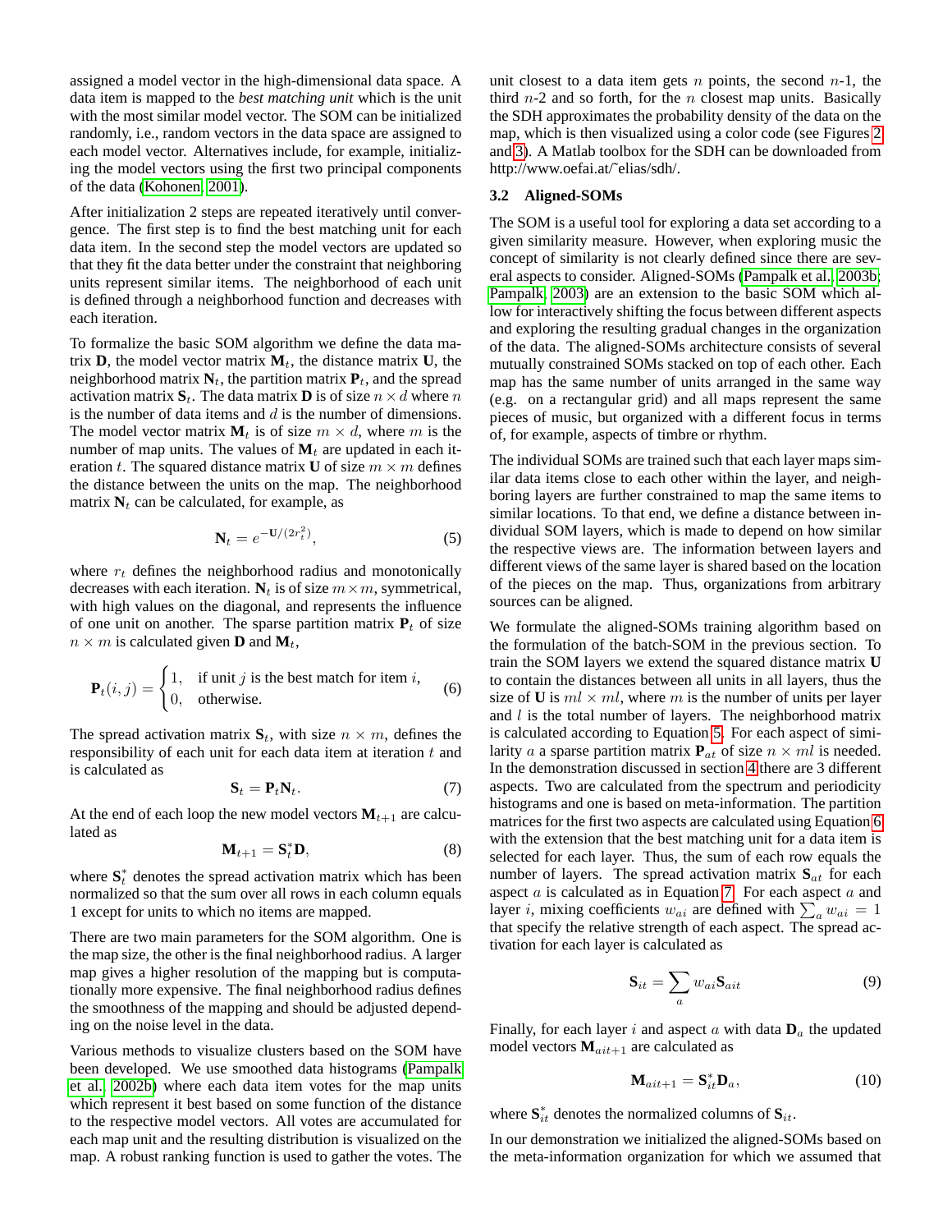assigned a model vector in the high-dimensional data space. A data item is mapped to the *best matching unit* which is the unit with the most similar model vector. The SOM can be initialized randomly, i.e., random vectors in the data space are assigned to each model vector. Alternatives include, for example, initializing the model vectors using the first two principal components of the data (Kohonen, 2001).

After initialization 2 steps are repeated iteratively until convergence. The first step is to find the best matching unit for each data item. In the second step the model vectors are updated so that they fit the data better under the constraint that neighboring units represent similar items. The neighborhood of each unit is defined through a neighborhood function and decreases with each iteration.

To formalize the basic SOM algorithm we define the data matrix $\mathbf{D}$, the model vector matrix $\mathbf{M}_t$, the distance matrix $\mathbf{U}$, the neighborhood matrix $\mathbf{N}_t$, the partition matrix $\mathbf{P}_t$, and the spread activation matrix $\mathbf{S}_t$. The data matrix $\mathbf{D}$ is of size $n \times d$ where $n$ is the number of data items and $d$ is the number of dimensions. The model vector matrix $\mathbf{M}_t$ is of size $m \times d$, where $m$ is the number of map units. The values of $\mathbf{M}_t$ are updated in each iteration $t$. The squared distance matrix $\mathbf{U}$ of size $m \times m$ defines the distance between the units on the map. The neighborhood matrix $\mathbf{N}_t$ can be calculated, for example, as

$$\mathbf{N}_t = e^{-\mathbf{U}/(2r_t^2)}, \tag{5}$$

where $r_t$ defines the neighborhood radius and monotonically decreases with each iteration. $\mathbf{N}_t$ is of size $m \times m$, symmetrical, with high values on the diagonal, and represents the influence of one unit on another. The sparse partition matrix $\mathbf{P}_t$ of size $n \times m$ is calculated given $\mathbf{D}$ and $\mathbf{M}_t$,

$$\mathbf{P}_t(i,j) = \begin{cases} 1, & \text{if unit } j \text{ is the best match for item } i, \\ 0, & \text{otherwise.} \end{cases} \tag{6}$$

The spread activation matrix $\mathbf{S}_t$, with size $n \times m$, defines the responsibility of each unit for each data item at iteration $t$ and is calculated as

$$\mathbf{S}_t = \mathbf{P}_t \mathbf{N}_t. \tag{7}$$

At the end of each loop the new model vectors $\mathbf{M}_{t+1}$ are calculated as

$$\mathbf{M}_{t+1} = \mathbf{S}_t^* \mathbf{D}, \tag{8}$$

where $\mathbf{S}_t^*$ denotes the spread activation matrix which has been normalized so that the sum over all rows in each column equals 1 except for units to which no items are mapped.

There are two main parameters for the SOM algorithm. One is the map size, the other is the final neighborhood radius. A larger map gives a higher resolution of the mapping but is computationally more expensive. The final neighborhood radius defines the smoothness of the mapping and should be adjusted depending on the noise level in the data.

Various methods to visualize clusters based on the SOM have been developed. We use smoothed data histograms (Pampalk et al., 2002b) where each data item votes for the map units which represent it best based on some function of the distance to the respective model vectors. All votes are accumulated for each map unit and the resulting distribution is visualized on the map. A robust ranking function is used to gather the votes. The unit closest to a data item gets $n$ points, the second $n$-1, the third $n$-2 and so forth, for the $n$ closest map units. Basically the SDH approximates the probability density of the data on the map, which is then visualized using a color code (see Figures 2 and 3). A Matlab toolbox for the SDH can be downloaded from http://www.oefai.at/~elias/sdh/.

### 3.2 Aligned-SOMs

The SOM is a useful tool for exploring a data set according to a given similarity measure. However, when exploring music the concept of similarity is not clearly defined since there are several aspects to consider. Aligned-SOMs (Pampalk et al., 2003b; Pampalk, 2003) are an extension to the basic SOM which allow for interactively shifting the focus between different aspects and exploring the resulting gradual changes in the organization of the data. The aligned-SOMs architecture consists of several mutually constrained SOMs stacked on top of each other. Each map has the same number of units arranged in the same way (e.g. on a rectangular grid) and all maps represent the same pieces of music, but organized with a different focus in terms of, for example, aspects of timbre or rhythm.

The individual SOMs are trained such that each layer maps similar data items close to each other within the layer, and neighboring layers are further constrained to map the same items to similar locations. To that end, we define a distance between individual SOM layers, which is made to depend on how similar the respective views are. The information between layers and different views of the same layer is shared based on the location of the pieces on the map. Thus, organizations from arbitrary sources can be aligned.

We formulate the aligned-SOMs training algorithm based on the formulation of the batch-SOM in the previous section. To train the SOM layers we extend the squared distance matrix $\mathbf{U}$ to contain the distances between all units in all layers, thus the size of $\mathbf{U}$ is $ml \times ml$, where $m$ is the number of units per layer and $l$ is the total number of layers. The neighborhood matrix is calculated according to Equation 5. For each aspect of similarity $a$ a sparse partition matrix $\mathbf{P}_{at}$ of size $n \times ml$ is needed. In the demonstration discussed in section 4 there are 3 different aspects. Two are calculated from the spectrum and periodicity histograms and one is based on meta-information. The partition matrices for the first two aspects are calculated using Equation 6 with the extension that the best matching unit for a data item is selected for each layer. Thus, the sum of each row equals the number of layers. The spread activation matrix $\mathbf{S}_{at}$ for each aspect $a$ is calculated as in Equation 7. For each aspect $a$ and layer $i$, mixing coefficients $w_{ai}$ are defined with $\sum_a w_{ai} = 1$ that specify the relative strength of each aspect. The spread activation for each layer is calculated as

$$\mathbf{S}_{it} = \sum_a w_{ai} \mathbf{S}_{ait} \tag{9}$$

Finally, for each layer $i$ and aspect $a$ with data $\mathbf{D}_a$ the updated model vectors $\mathbf{M}_{ait+1}$ are calculated as

$$\mathbf{M}_{ait+1} = \mathbf{S}_{it}^* \mathbf{D}_a, \tag{10}$$

where $\mathbf{S}_{it}^*$ denotes the normalized columns of $\mathbf{S}_{it}$.

In our demonstration we initialized the aligned-SOMs based on the meta-information organization for which we assumed that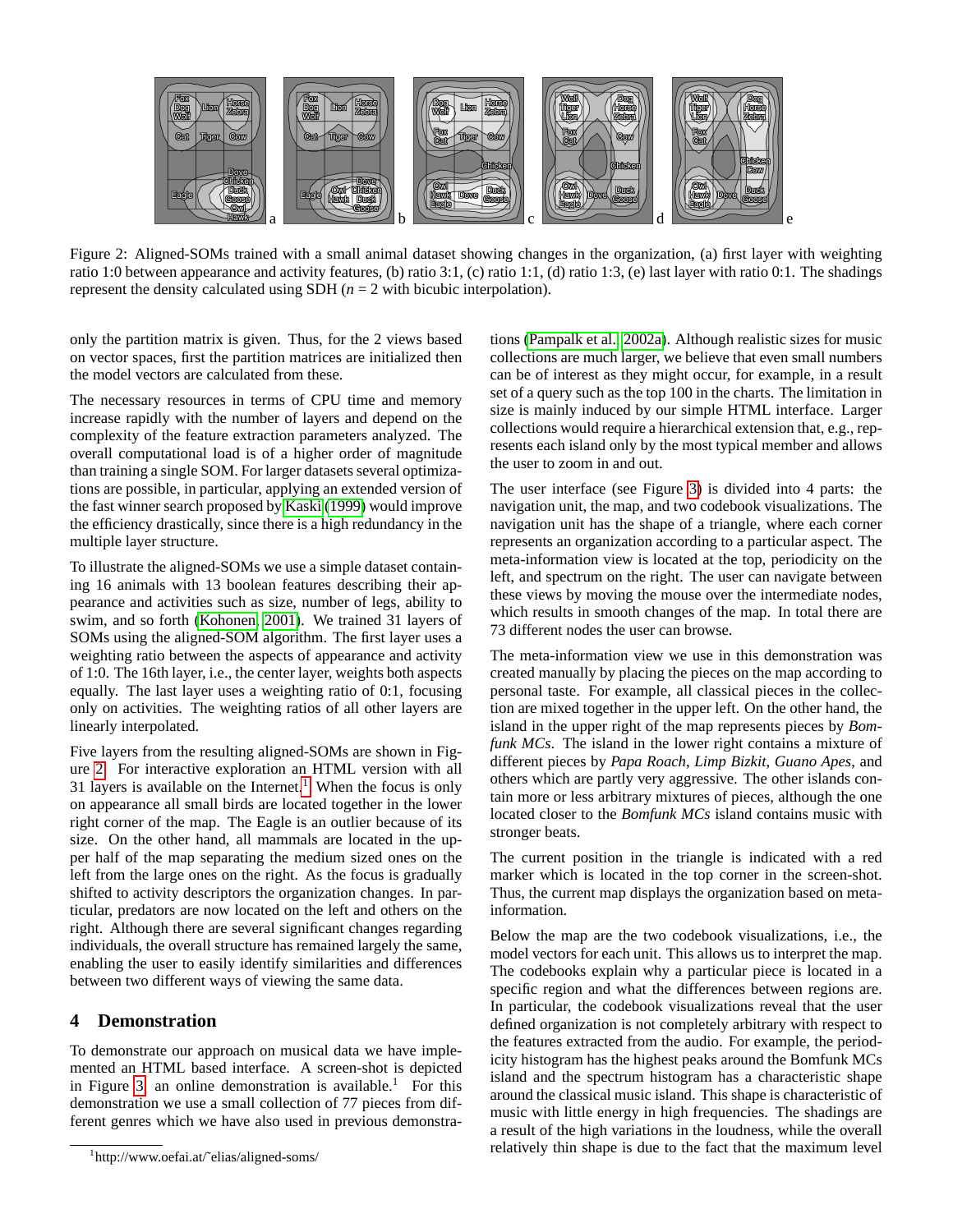Figure 2: Aligned-SOMs trained with a small animal dataset showing changes in the organization, (a) first layer with weighting ratio 1:0 between appearance and activity features, (b) ratio 3:1, (c) ratio 1:1, (d) ratio 1:3, (e) last layer with ratio 0:1. The shadings represent the density calculated using SDH ($n$ = 2 with bicubic interpolation).

only the partition matrix is given. Thus, for the 2 views based on vector spaces, first the partition matrices are initialized then the model vectors are calculated from these.

The necessary resources in terms of CPU time and memory increase rapidly with the number of layers and depend on the complexity of the feature extraction parameters analyzed. The overall computational load is of a higher order of magnitude than training a single SOM. For larger datasets several optimizations are possible, in particular, applying an extended version of the fast winner search proposed by Kaski (1999) would improve the efficiency drastically, since there is a high redundancy in the multiple layer structure.

To illustrate the aligned-SOMs we use a simple dataset containing 16 animals with 13 boolean features describing their appearance and activities such as size, number of legs, ability to swim, and so forth (Kohonen, 2001). We trained 31 layers of SOMs using the aligned-SOM algorithm. The first layer uses a weighting ratio between the aspects of appearance and activity of 1:0. The 16th layer, i.e., the center layer, weights both aspects equally. The last layer uses a weighting ratio of 0:1, focusing only on activities. The weighting ratios of all other layers are linearly interpolated.

Five layers from the resulting aligned-SOMs are shown in Figure 2. For interactive exploration an HTML version with all 31 layers is available on the Internet.[1] When the focus is only on appearance all small birds are located together in the lower right corner of the map. The Eagle is an outlier because of its size. On the other hand, all mammals are located in the upper half of the map separating the medium sized ones on the left from the large ones on the right. As the focus is gradually shifted to activity descriptors the organization changes. In particular, predators are now located on the left and others on the right. Although there are several significant changes regarding individuals, the overall structure has remained largely the same, enabling the user to easily identify similarities and differences between two different ways of viewing the same data.

## 4 Demonstration

To demonstrate our approach on musical data we have implemented an HTML based interface. A screen-shot is depicted in Figure 3, an online demonstration is available.[1] For this demonstration we use a small collection of 77 pieces from different genres which we have also used in previous demonstrations (Pampalk et al., 2002a). Although realistic sizes for music collections are much larger, we believe that even small numbers can be of interest as they might occur, for example, in a result set of a query such as the top 100 in the charts. The limitation in size is mainly induced by our simple HTML interface. Larger collections would require a hierarchical extension that, e.g., represents each island only by the most typical member and allows the user to zoom in and out.

The user interface (see Figure 3) is divided into 4 parts: the navigation unit, the map, and two codebook visualizations. The navigation unit has the shape of a triangle, where each corner represents an organization according to a particular aspect. The meta-information view is located at the top, periodicity on the left, and spectrum on the right. The user can navigate between these views by moving the mouse over the intermediate nodes, which results in smooth changes of the map. In total there are 73 different nodes the user can browse.

The meta-information view we use in this demonstration was created manually by placing the pieces on the map according to personal taste. For example, all classical pieces in the collection are mixed together in the upper left. On the other hand, the island in the upper right of the map represents pieces by *Bomfunk MCs*. The island in the lower right contains a mixture of different pieces by *Papa Roach*, *Limp Bizkit*, *Guano Apes*, and others which are partly very aggressive. The other islands contain more or less arbitrary mixtures of pieces, although the one located closer to the *Bomfunk MCs* island contains music with stronger beats.

The current position in the triangle is indicated with a red marker which is located in the top corner in the screen-shot. Thus, the current map displays the organization based on meta-information.

Below the map are the two codebook visualizations, i.e., the model vectors for each unit. This allows us to interpret the map. The codebooks explain why a particular piece is located in a specific region and what the differences between regions are. In particular, the codebook visualizations reveal that the user defined organization is not completely arbitrary with respect to the features extracted from the audio. For example, the periodicity histogram has the highest peaks around the Bomfunk MCs island and the spectrum histogram has a characteristic shape around the classical music island. This shape is characteristic of music with little energy in high frequencies. The shadings are a result of the high variations in the loudness, while the overall relatively thin shape is due to the fact that the maximum level

[1] http://www.oefai.at/~elias/aligned-soms/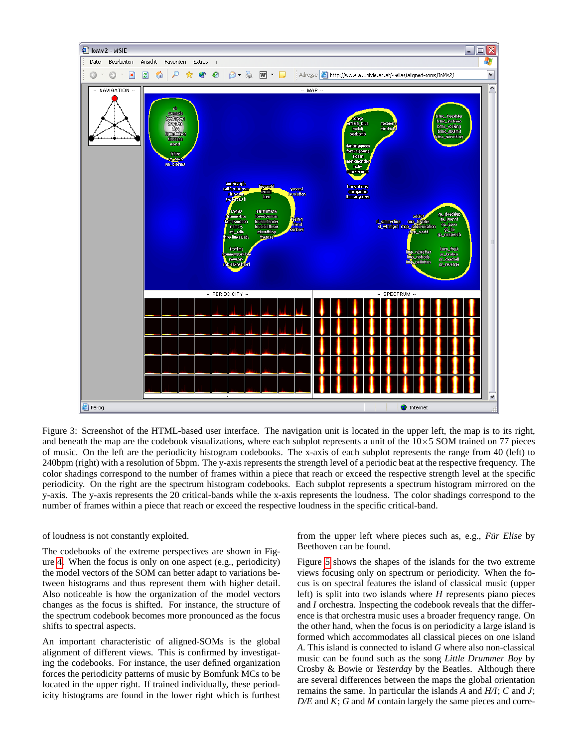Figure 3: Screenshot of the HTML-based user interface. The navigation unit is located in the upper left, the map is to its right, and beneath the map are the codebook visualizations, where each subplot represents a unit of the 10×5 SOM trained on 77 pieces of music. On the left are the periodicity histogram codebooks. The x-axis of each subplot represents the range from 40 (left) to 240bpm (right) with a resolution of 5bpm. The y-axis represents the strength level of a periodic beat at the respective frequency. The color shadings correspond to the number of frames within a piece that reach or exceed the respective strength level at the specific periodicity. On the right are the spectrum histogram codebooks. Each subplot represents a spectrum histogram mirrored on the y-axis. The y-axis represents the 20 critical-bands while the x-axis represents the loudness. The color shadings correspond to the number of frames within a piece that reach or exceed the respective loudness in the specific critical-band.

of loudness is not constantly exploited.

The codebooks of the extreme perspectives are shown in Figure 4. When the focus is only on one aspect (e.g., periodicity) the model vectors of the SOM can better adapt to variations between histograms and thus represent them with higher detail. Also noticeable is how the organization of the model vectors changes as the focus is shifted. For instance, the structure of the spectrum codebook becomes more pronounced as the focus shifts to spectral aspects.

An important characteristic of aligned-SOMs is the global alignment of different views. This is confirmed by investigating the codebooks. For instance, the user defined organization forces the periodicity patterns of music by Bomfunk MCs to be located in the upper right. If trained individually, these periodicity histograms are found in the lower right which is furthest from the upper left where pieces such as, e.g., *Für Elise* by Beethoven can be found.

Figure 5 shows the shapes of the islands for the two extreme views focusing only on spectrum or periodicity. When the focus is on spectral features the island of classical music (upper left) is split into two islands where *H* represents piano pieces and *I* orchestra. Inspecting the codebook reveals that the difference is that orchestra music uses a broader frequency range. On the other hand, when the focus is on periodicity a large island is formed which accommodates all classical pieces on one island *A*. This island is connected to island *G* where also non-classical music can be found such as the song *Little Drummer Boy* by Crosby & Bowie or *Yesterday* by the Beatles. Although there are several differences between the maps the global orientation remains the same. In particular the islands *A* and *H/I*; *C* and *J*; *D/E* and *K*; *G* and *M* contain largely the same pieces and corre-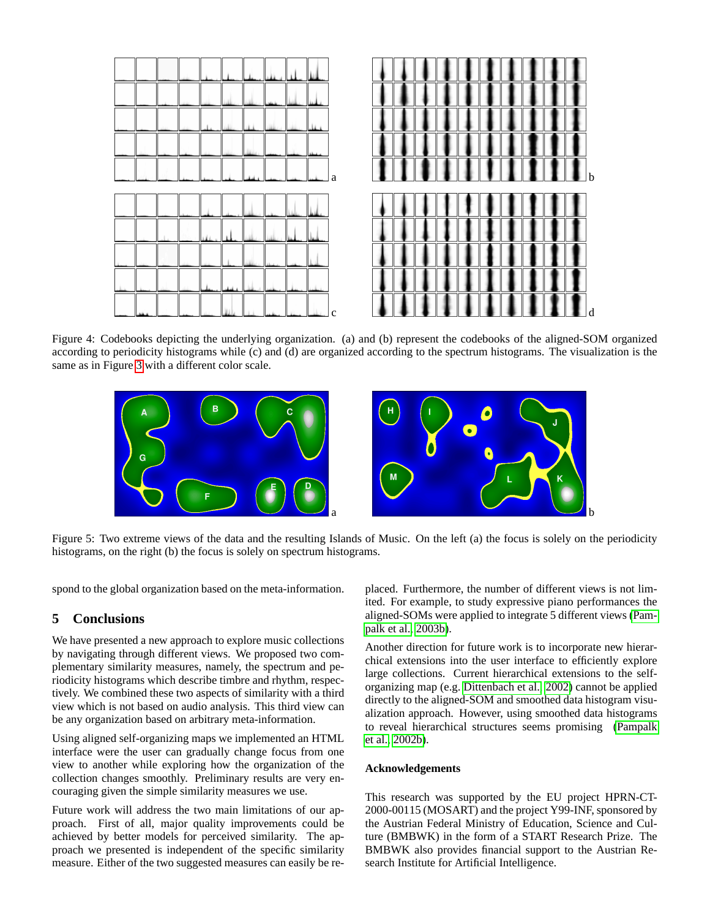Figure 4: Codebooks depicting the underlying organization. (a) and (b) represent the codebooks of the aligned-SOM organized according to periodicity histograms while (c) and (d) are organized according to the spectrum histograms. The visualization is the same as in Figure 3 with a different color scale.

Figure 5: Two extreme views of the data and the resulting Islands of Music. On the left (a) the focus is solely on the periodicity histograms, on the right (b) the focus is solely on spectrum histograms.

spond to the global organization based on the meta-information.

## 5 Conclusions

We have presented a new approach to explore music collections by navigating through different views. We proposed two complementary similarity measures, namely, the spectrum and periodicity histograms which describe timbre and rhythm, respectively. We combined these two aspects of similarity with a third view which is not based on audio analysis. This third view can be any organization based on arbitrary meta-information.

Using aligned self-organizing maps we implemented an HTML interface were the user can gradually change focus from one view to another while exploring how the organization of the collection changes smoothly. Preliminary results are very encouraging given the simple similarity measures we use.

Future work will address the two main limitations of our approach. First of all, major quality improvements could be achieved by better models for perceived similarity. The approach we presented is independent of the specific similarity measure. Either of the two suggested measures can easily be replaced. Furthermore, the number of different views is not limited. For example, to study expressive piano performances the aligned-SOMs were applied to integrate 5 different views (Pampalk et al., 2003b).

Another direction for future work is to incorporate new hierarchical extensions into the user interface to efficiently explore large collections. Current hierarchical extensions to the self-organizing map (e.g. Dittenbach et al., 2002) cannot be applied directly to the aligned-SOM and smoothed data histogram visualization approach. However, using smoothed data histograms to reveal hierarchical structures seems promising (Pampalk et al., 2002b).

### Acknowledgements

This research was supported by the EU project HPRN-CT-2000-00115 (MOSART) and the project Y99-INF, sponsored by the Austrian Federal Ministry of Education, Science and Culture (BMBWK) in the form of a START Research Prize. The BMBWK also provides financial support to the Austrian Research Institute for Artificial Intelligence.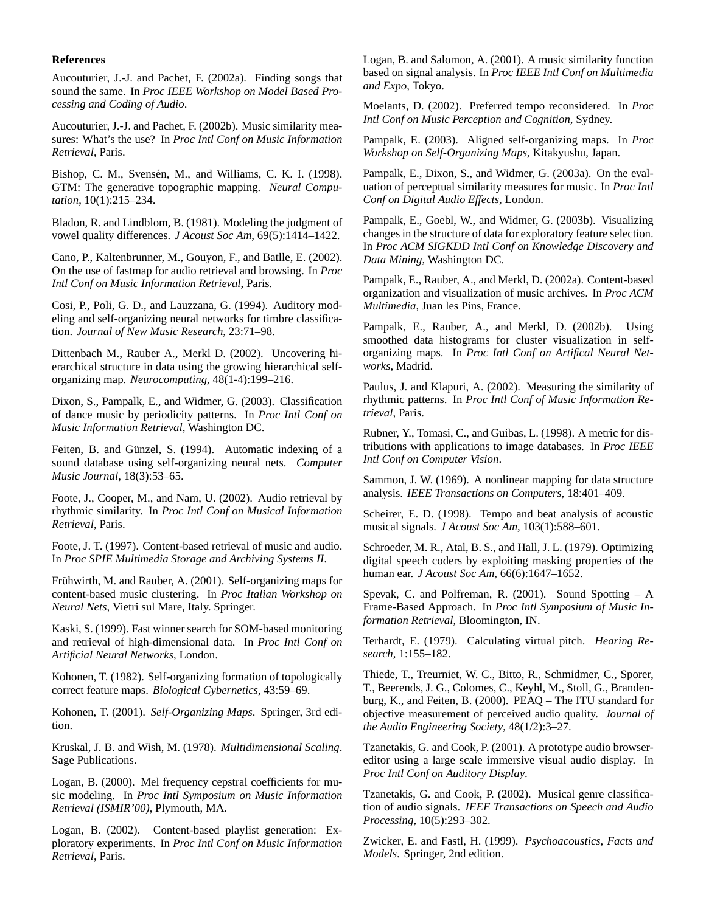### References

Aucouturier, J.-J. and Pachet, F. (2002a). Finding songs that sound the same. In *Proc IEEE Workshop on Model Based Processing and Coding of Audio*.

Aucouturier, J.-J. and Pachet, F. (2002b). Music similarity measures: What's the use? In *Proc Intl Conf on Music Information Retrieval*, Paris.

Bishop, C. M., Svensén, M., and Williams, C. K. I. (1998). GTM: The generative topographic mapping. *Neural Computation*, 10(1):215–234.

Bladon, R. and Lindblom, B. (1981). Modeling the judgment of vowel quality differences. *J Acoust Soc Am*, 69(5):1414–1422.

Cano, P., Kaltenbrunner, M., Gouyon, F., and Batlle, E. (2002). On the use of fastmap for audio retrieval and browsing. In *Proc Intl Conf on Music Information Retrieval*, Paris.

Cosi, P., Poli, G. D., and Lauzzana, G. (1994). Auditory modeling and self-organizing neural networks for timbre classification. *Journal of New Music Research*, 23:71–98.

Dittenbach M., Rauber A., Merkl D. (2002). Uncovering hierarchical structure in data using the growing hierarchical self-organizing map. *Neurocomputing*, 48(1-4):199–216.

Dixon, S., Pampalk, E., and Widmer, G. (2003). Classification of dance music by periodicity patterns. In *Proc Intl Conf on Music Information Retrieval*, Washington DC.

Feiten, B. and Günzel, S. (1994). Automatic indexing of a sound database using self-organizing neural nets. *Computer Music Journal*, 18(3):53–65.

Foote, J., Cooper, M., and Nam, U. (2002). Audio retrieval by rhythmic similarity. In *Proc Intl Conf on Musical Information Retrieval*, Paris.

Foote, J. T. (1997). Content-based retrieval of music and audio. In *Proc SPIE Multimedia Storage and Archiving Systems II*.

Frühwirth, M. and Rauber, A. (2001). Self-organizing maps for content-based music clustering. In *Proc Italian Workshop on Neural Nets*, Vietri sul Mare, Italy. Springer.

Kaski, S. (1999). Fast winner search for SOM-based monitoring and retrieval of high-dimensional data. In *Proc Intl Conf on Artificial Neural Networks*, London.

Kohonen, T. (1982). Self-organizing formation of topologically correct feature maps. *Biological Cybernetics*, 43:59–69.

Kohonen, T. (2001). *Self-Organizing Maps*. Springer, 3rd edition.

Kruskal, J. B. and Wish, M. (1978). *Multidimensional Scaling*. Sage Publications.

Logan, B. (2000). Mel frequency cepstral coefficients for music modeling. In *Proc Intl Symposium on Music Information Retrieval (ISMIR'00)*, Plymouth, MA.

Logan, B. (2002). Content-based playlist generation: Exploratory experiments. In *Proc Intl Conf on Music Information Retrieval*, Paris.

Logan, B. and Salomon, A. (2001). A music similarity function based on signal analysis. In *Proc IEEE Intl Conf on Multimedia and Expo*, Tokyo.

Moelants, D. (2002). Preferred tempo reconsidered. In *Proc Intl Conf on Music Perception and Cognition*, Sydney.

Pampalk, E. (2003). Aligned self-organizing maps. In *Proc Workshop on Self-Organizing Maps*, Kitakyushu, Japan.

Pampalk, E., Dixon, S., and Widmer, G. (2003a). On the evaluation of perceptual similarity measures for music. In *Proc Intl Conf on Digital Audio Effects*, London.

Pampalk, E., Goebl, W., and Widmer, G. (2003b). Visualizing changes in the structure of data for exploratory feature selection. In *Proc ACM SIGKDD Intl Conf on Knowledge Discovery and Data Mining*, Washington DC.

Pampalk, E., Rauber, A., and Merkl, D. (2002a). Content-based organization and visualization of music archives. In *Proc ACM Multimedia*, Juan les Pins, France.

Pampalk, E., Rauber, A., and Merkl, D. (2002b). Using smoothed data histograms for cluster visualization in self-organizing maps. In *Proc Intl Conf on Artifical Neural Networks*, Madrid.

Paulus, J. and Klapuri, A. (2002). Measuring the similarity of rhythmic patterns. In *Proc Intl Conf of Music Information Retrieval*, Paris.

Rubner, Y., Tomasi, C., and Guibas, L. (1998). A metric for distributions with applications to image databases. In *Proc IEEE Intl Conf on Computer Vision*.

Sammon, J. W. (1969). A nonlinear mapping for data structure analysis. *IEEE Transactions on Computers*, 18:401–409.

Scheirer, E. D. (1998). Tempo and beat analysis of acoustic musical signals. *J Acoust Soc Am*, 103(1):588–601.

Schroeder, M. R., Atal, B. S., and Hall, J. L. (1979). Optimizing digital speech coders by exploiting masking properties of the human ear. *J Acoust Soc Am*, 66(6):1647–1652.

Spevak, C. and Polfreman, R. (2001). Sound Spotting – A Frame-Based Approach. In *Proc Intl Symposium of Music Information Retrieval*, Bloomington, IN.

Terhardt, E. (1979). Calculating virtual pitch. *Hearing Research*, 1:155–182.

Thiede, T., Treurniet, W. C., Bitto, R., Schmidmer, C., Sporer, T., Beerends, J. G., Colomes, C., Keyhl, M., Stoll, G., Brandenburg, K., and Feiten, B. (2000). PEAQ – The ITU standard for objective measurement of perceived audio quality. *Journal of the Audio Engineering Society*, 48(1/2):3–27.

Tzanetakis, G. and Cook, P. (2001). A prototype audio browser-editor using a large scale immersive visual audio display. In *Proc Intl Conf on Auditory Display*.

Tzanetakis, G. and Cook, P. (2002). Musical genre classification of audio signals. *IEEE Transactions on Speech and Audio Processing*, 10(5):293–302.

Zwicker, E. and Fastl, H. (1999). *Psychoacoustics, Facts and Models*. Springer, 2nd edition.